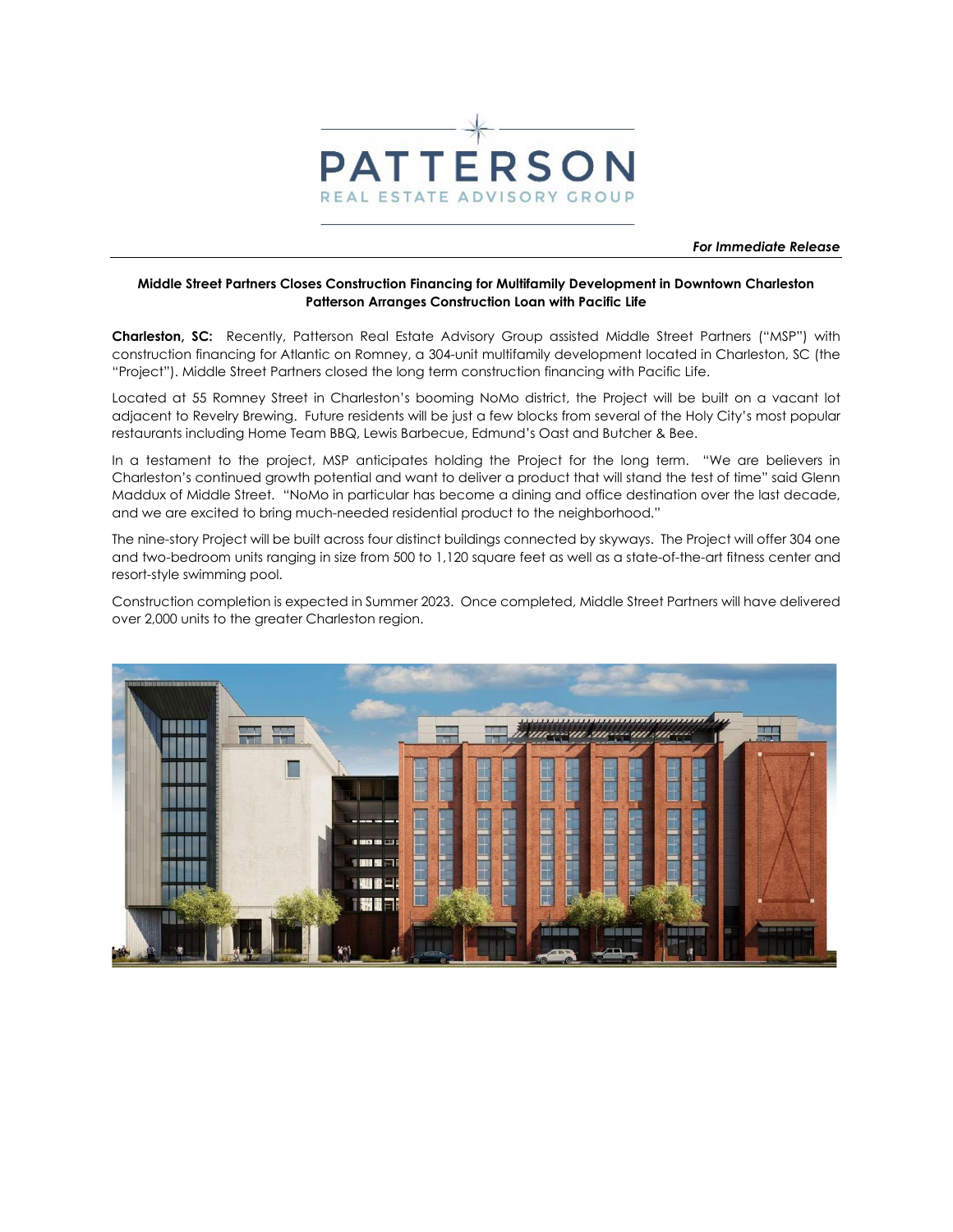PATTERSON
REAL ESTATE ADVISORY GROUP

***For Immediate Release***

**Middle Street Partners Closes Construction Financing for Multifamily Development in Downtown Charleston**
**Patterson Arranges Construction Loan with Pacific Life**

**Charleston, SC:** Recently, Patterson Real Estate Advisory Group assisted Middle Street Partners ("MSP") with construction financing for Atlantic on Romney, a 304-unit multifamily development located in Charleston, SC (the "Project"). Middle Street Partners closed the long term construction financing with Pacific Life.

Located at 55 Romney Street in Charleston's booming NoMo district, the Project will be built on a vacant lot adjacent to Revelry Brewing. Future residents will be just a few blocks from several of the Holy City's most popular restaurants including Home Team BBQ, Lewis Barbecue, Edmund's Oast and Butcher & Bee.

In a testament to the project, MSP anticipates holding the Project for the long term. "We are believers in Charleston's continued growth potential and want to deliver a product that will stand the test of time" said Glenn Maddux of Middle Street. "NoMo in particular has become a dining and office destination over the last decade, and we are excited to bring much-needed residential product to the neighborhood."

The nine-story Project will be built across four distinct buildings connected by skyways. The Project will offer 304 one and two-bedroom units ranging in size from 500 to 1,120 square feet as well as a state-of-the-art fitness center and resort-style swimming pool.

Construction completion is expected in Summer 2023. Once completed, Middle Street Partners will have delivered over 2,000 units to the greater Charleston region.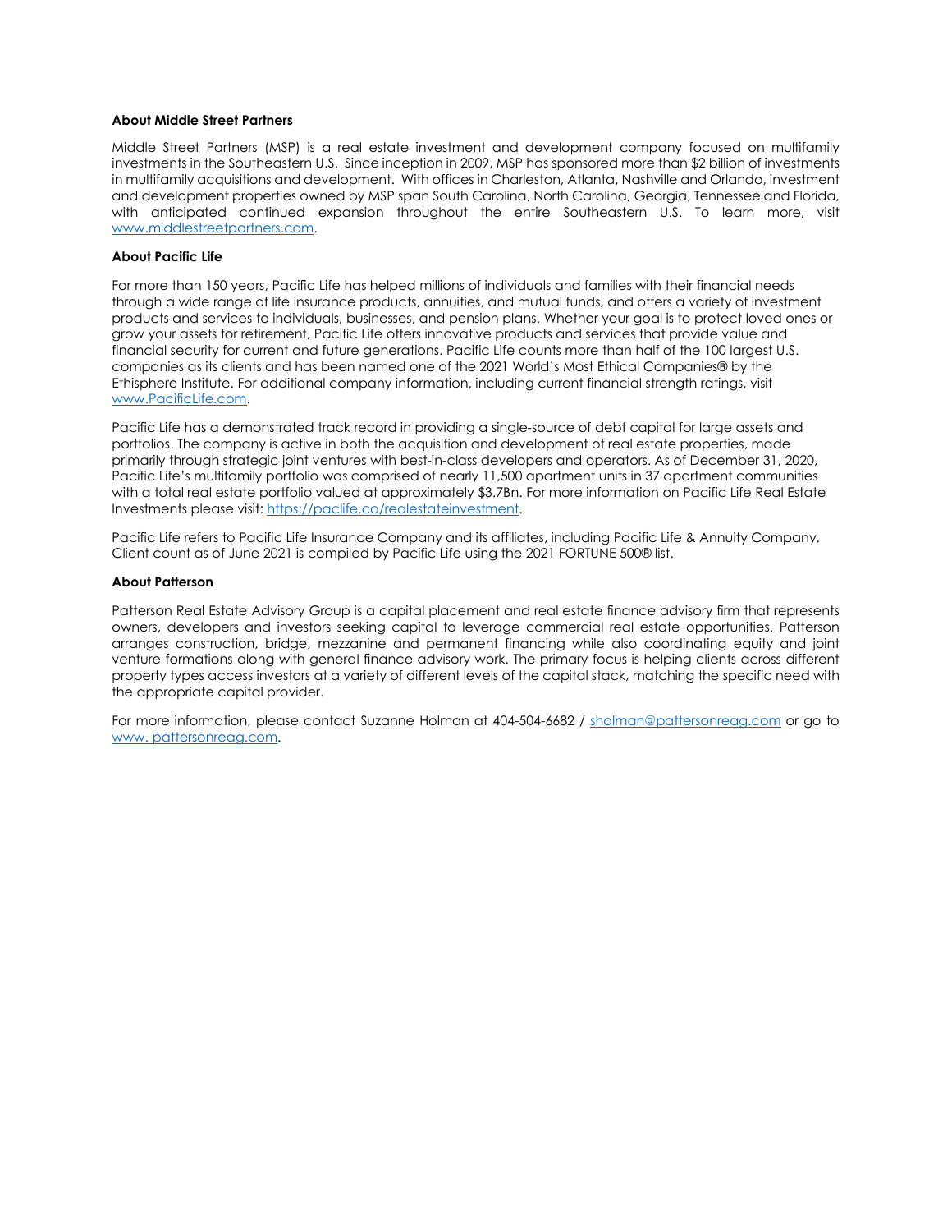**About Middle Street Partners**

Middle Street Partners (MSP) is a real estate investment and development company focused on multifamily investments in the Southeastern U.S. Since inception in 2009, MSP has sponsored more than $2 billion of investments in multifamily acquisitions and development. With offices in Charleston, Atlanta, Nashville and Orlando, investment and development properties owned by MSP span South Carolina, North Carolina, Georgia, Tennessee and Florida, with anticipated continued expansion throughout the entire Southeastern U.S. To learn more, visit [www.middlestreetpartners.com](http://www.middlestreetpartners.com).

**About Pacific Life**

For more than 150 years, Pacific Life has helped millions of individuals and families with their financial needs through a wide range of life insurance products, annuities, and mutual funds, and offers a variety of investment products and services to individuals, businesses, and pension plans. Whether your goal is to protect loved ones or grow your assets for retirement, Pacific Life offers innovative products and services that provide value and financial security for current and future generations. Pacific Life counts more than half of the 100 largest U.S. companies as its clients and has been named one of the 2021 World's Most Ethical Companies® by the Ethisphere Institute. For additional company information, including current financial strength ratings, visit [www.PacificLife.com](http://www.PacificLife.com).

Pacific Life has a demonstrated track record in providing a single-source of debt capital for large assets and portfolios. The company is active in both the acquisition and development of real estate properties, made primarily through strategic joint ventures with best-in-class developers and operators. As of December 31, 2020, Pacific Life's multifamily portfolio was comprised of nearly 11,500 apartment units in 37 apartment communities with a total real estate portfolio valued at approximately $3.7Bn. For more information on Pacific Life Real Estate Investments please visit: [https://paclife.co/realestateinvestment](https://paclife.co/realestateinvestment).

Pacific Life refers to Pacific Life Insurance Company and its affiliates, including Pacific Life & Annuity Company. Client count as of June 2021 is compiled by Pacific Life using the 2021 FORTUNE 500® list.

**About Patterson**

Patterson Real Estate Advisory Group is a capital placement and real estate finance advisory firm that represents owners, developers and investors seeking capital to leverage commercial real estate opportunities. Patterson arranges construction, bridge, mezzanine and permanent financing while also coordinating equity and joint venture formations along with general finance advisory work. The primary focus is helping clients across different property types access investors at a variety of different levels of the capital stack, matching the specific need with the appropriate capital provider.

For more information, please contact Suzanne Holman at 404-504-6682 / [sholman@pattersonreag.com](mailto:sholman@pattersonreag.com) or go to [www. pattersonreag.com](http://www.pattersonreag.com).